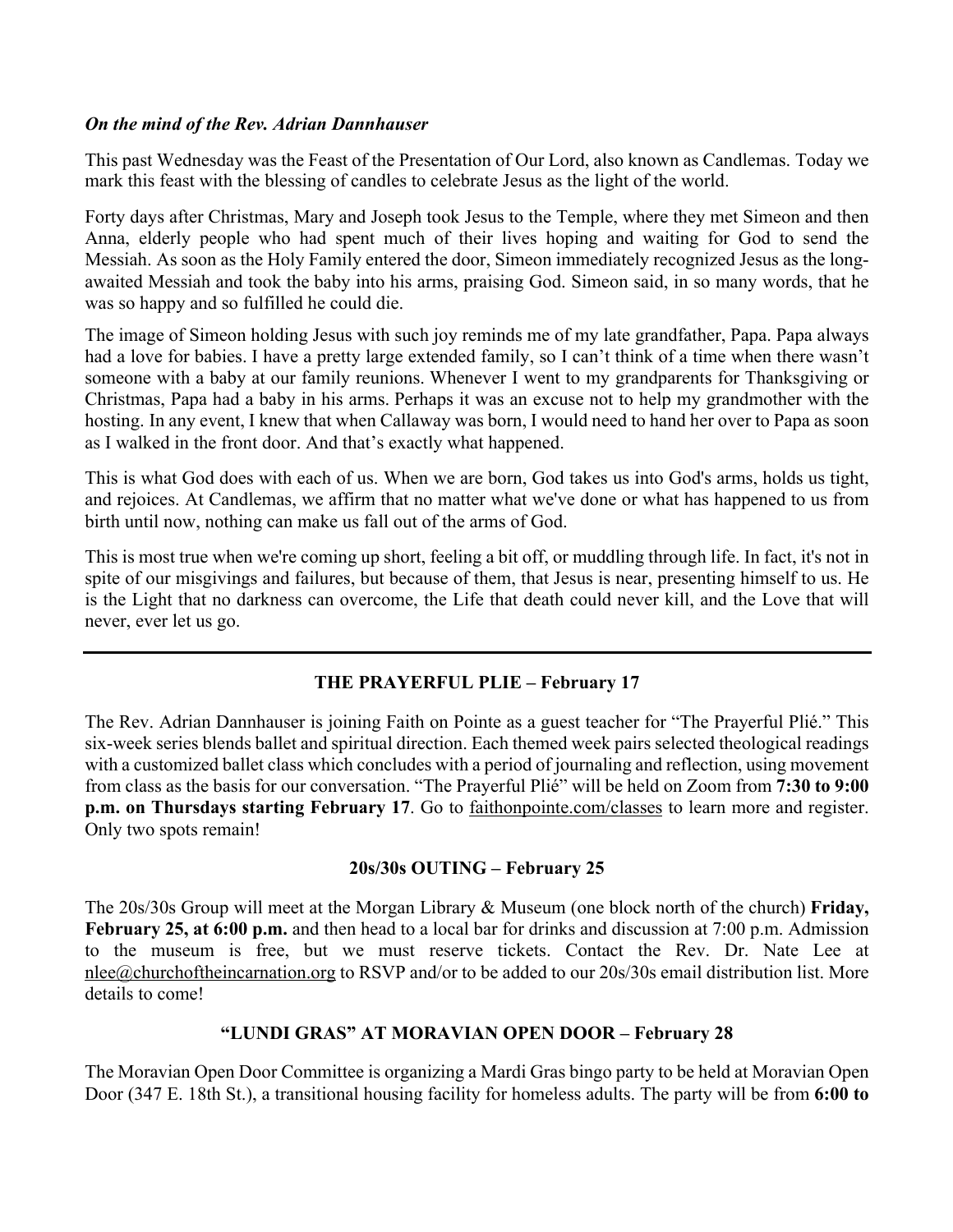***On the mind of the Rev. Adrian Dannhauser***

This past Wednesday was the Feast of the Presentation of Our Lord, also known as Candlemas. Today we mark this feast with the blessing of candles to celebrate Jesus as the light of the world.

Forty days after Christmas, Mary and Joseph took Jesus to the Temple, where they met Simeon and then Anna, elderly people who had spent much of their lives hoping and waiting for God to send the Messiah. As soon as the Holy Family entered the door, Simeon immediately recognized Jesus as the long-awaited Messiah and took the baby into his arms, praising God. Simeon said, in so many words, that he was so happy and so fulfilled he could die.

The image of Simeon holding Jesus with such joy reminds me of my late grandfather, Papa. Papa always had a love for babies. I have a pretty large extended family, so I can't think of a time when there wasn't someone with a baby at our family reunions. Whenever I went to my grandparents for Thanksgiving or Christmas, Papa had a baby in his arms. Perhaps it was an excuse not to help my grandmother with the hosting. In any event, I knew that when Callaway was born, I would need to hand her over to Papa as soon as I walked in the front door. And that's exactly what happened.

This is what God does with each of us. When we are born, God takes us into God's arms, holds us tight, and rejoices. At Candlemas, we affirm that no matter what we've done or what has happened to us from birth until now, nothing can make us fall out of the arms of God.

This is most true when we're coming up short, feeling a bit off, or muddling through life. In fact, it's not in spite of our misgivings and failures, but because of them, that Jesus is near, presenting himself to us. He is the Light that no darkness can overcome, the Life that death could never kill, and the Love that will never, ever let us go.

---

## THE PRAYERFUL PLIE – February 17

The Rev. Adrian Dannhauser is joining Faith on Pointe as a guest teacher for "The Prayerful Plié." This six-week series blends ballet and spiritual direction. Each themed week pairs selected theological readings with a customized ballet class which concludes with a period of journaling and reflection, using movement from class as the basis for our conversation. "The Prayerful Plié" will be held on Zoom from **7:30 to 9:00 p.m. on Thursdays starting February 17**. Go to faithonpointe.com/classes to learn more and register. Only two spots remain!

## 20s/30s OUTING – February 25

The 20s/30s Group will meet at the Morgan Library & Museum (one block north of the church) **Friday, February 25, at 6:00 p.m.** and then head to a local bar for drinks and discussion at 7:00 p.m. Admission to the museum is free, but we must reserve tickets. Contact the Rev. Dr. Nate Lee at nlee@churchoftheincarnation.org to RSVP and/or to be added to our 20s/30s email distribution list. More details to come!

## "LUNDI GRAS" AT MORAVIAN OPEN DOOR – February 28

The Moravian Open Door Committee is organizing a Mardi Gras bingo party to be held at Moravian Open Door (347 E. 18th St.), a transitional housing facility for homeless adults. The party will be from **6:00 to**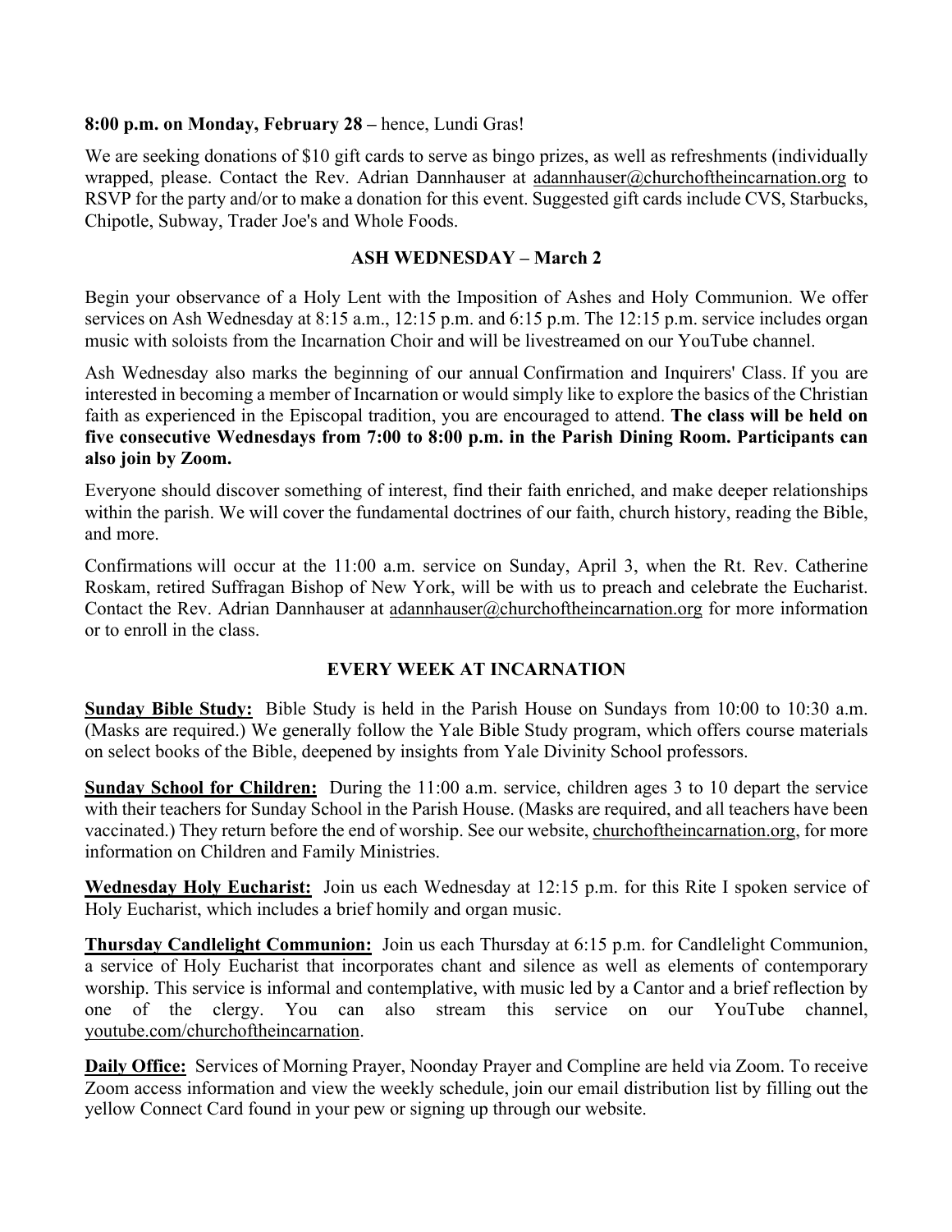**8:00 p.m. on Monday, February 28 –** hence, Lundi Gras!

We are seeking donations of $10 gift cards to serve as bingo prizes, as well as refreshments (individually wrapped, please. Contact the Rev. Adrian Dannhauser at adannhauser@churchoftheincarnation.org to RSVP for the party and/or to make a donation for this event. Suggested gift cards include CVS, Starbucks, Chipotle, Subway, Trader Joe's and Whole Foods.

## ASH WEDNESDAY – March 2

Begin your observance of a Holy Lent with the Imposition of Ashes and Holy Communion. We offer services on Ash Wednesday at 8:15 a.m., 12:15 p.m. and 6:15 p.m. The 12:15 p.m. service includes organ music with soloists from the Incarnation Choir and will be livestreamed on our YouTube channel.

Ash Wednesday also marks the beginning of our annual Confirmation and Inquirers' Class. If you are interested in becoming a member of Incarnation or would simply like to explore the basics of the Christian faith as experienced in the Episcopal tradition, you are encouraged to attend. **The class will be held on five consecutive Wednesdays from 7:00 to 8:00 p.m. in the Parish Dining Room. Participants can also join by Zoom.**

Everyone should discover something of interest, find their faith enriched, and make deeper relationships within the parish. We will cover the fundamental doctrines of our faith, church history, reading the Bible, and more.

Confirmations will occur at the 11:00 a.m. service on Sunday, April 3, when the Rt. Rev. Catherine Roskam, retired Suffragan Bishop of New York, will be with us to preach and celebrate the Eucharist. Contact the Rev. Adrian Dannhauser at adannhauser@churchoftheincarnation.org for more information or to enroll in the class.

## EVERY WEEK AT INCARNATION

**Sunday Bible Study:** Bible Study is held in the Parish House on Sundays from 10:00 to 10:30 a.m. (Masks are required.) We generally follow the Yale Bible Study program, which offers course materials on select books of the Bible, deepened by insights from Yale Divinity School professors.

**Sunday School for Children:** During the 11:00 a.m. service, children ages 3 to 10 depart the service with their teachers for Sunday School in the Parish House. (Masks are required, and all teachers have been vaccinated.) They return before the end of worship. See our website, churchoftheincarnation.org, for more information on Children and Family Ministries.

**Wednesday Holy Eucharist:** Join us each Wednesday at 12:15 p.m. for this Rite I spoken service of Holy Eucharist, which includes a brief homily and organ music.

**Thursday Candlelight Communion:** Join us each Thursday at 6:15 p.m. for Candlelight Communion, a service of Holy Eucharist that incorporates chant and silence as well as elements of contemporary worship. This service is informal and contemplative, with music led by a Cantor and a brief reflection by one of the clergy. You can also stream this service on our YouTube channel, youtube.com/churchoftheincarnation.

**Daily Office:** Services of Morning Prayer, Noonday Prayer and Compline are held via Zoom. To receive Zoom access information and view the weekly schedule, join our email distribution list by filling out the yellow Connect Card found in your pew or signing up through our website.